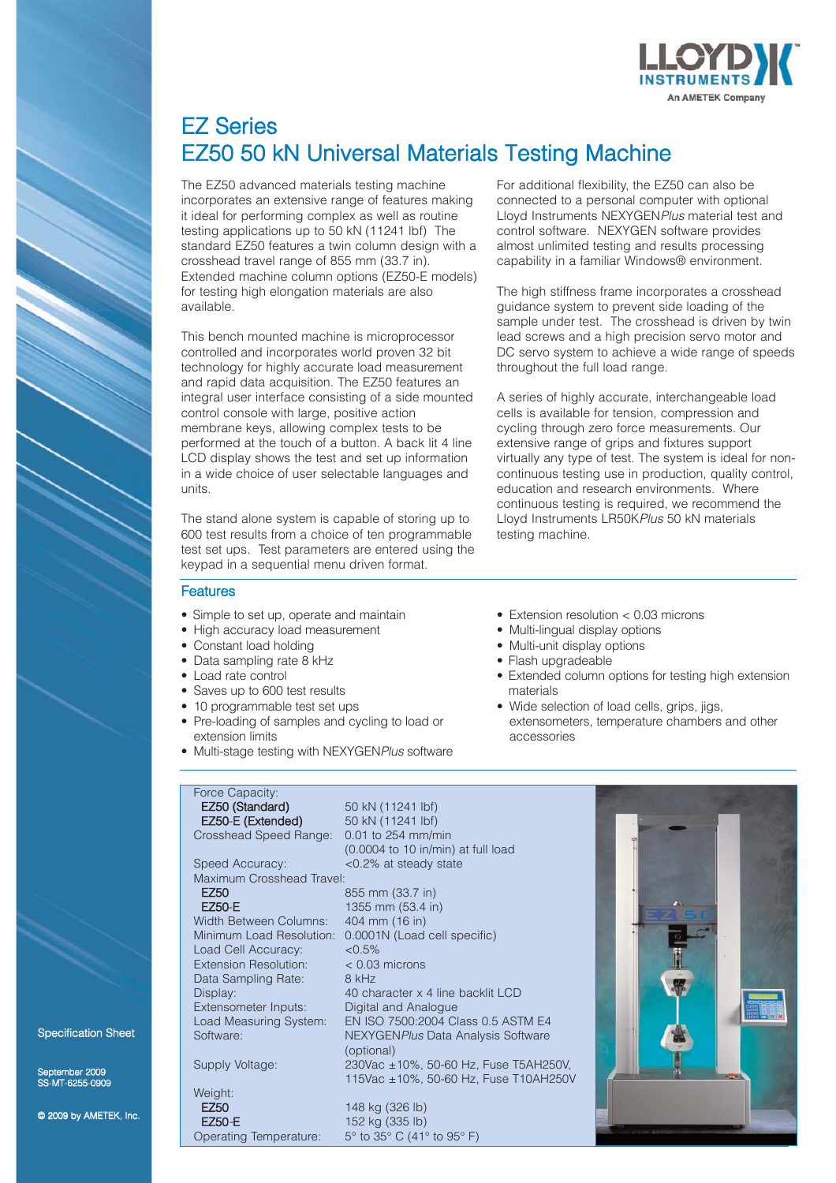# EZ Series

# EZ50 50 kN Universal Materials Testing Machine

The EZ50 advanced materials testing machine incorporates an extensive range of features making it ideal for performing complex as well as routine testing applications up to 50 kN (11241 lbf) The standard EZ50 features a twin column design with a crosshead travel range of 855 mm (33.7 in). Extended machine column options (EZ50-E models) for testing high elongation materials are also available.

This bench mounted machine is microprocessor controlled and incorporates world proven 32 bit technology for highly accurate load measurement and rapid data acquisition. The EZ50 features an integral user interface consisting of a side mounted control console with large, positive action membrane keys, allowing complex tests to be performed at the touch of a button. A back lit 4 line LCD display shows the test and set up information in a wide choice of user selectable languages and units.

The stand alone system is capable of storing up to 600 test results from a choice of ten programmable test set ups. Test parameters are entered using the keypad in a sequential menu driven format.

For additional flexibility, the EZ50 can also be connected to a personal computer with optional Lloyd Instruments NEXYGEN*Plus* material test and control software. NEXYGEN software provides almost unlimited testing and results processing capability in a familiar Windows® environment.

The high stiffness frame incorporates a crosshead guidance system to prevent side loading of the sample under test. The crosshead is driven by twin lead screws and a high precision servo motor and DC servo system to achieve a wide range of speeds throughout the full load range.

A series of highly accurate, interchangeable load cells is available for tension, compression and cycling through zero force measurements. Our extensive range of grips and fixtures support virtually any type of test. The system is ideal for non-continuous testing use in production, quality control, education and research environments. Where continuous testing is required, we recommend the Lloyd Instruments LR50K*Plus* 50 kN materials testing machine.

## Features

- Simple to set up, operate and maintain
- High accuracy load measurement
- Constant load holding
- Data sampling rate 8 kHz
- Load rate control
- Saves up to 600 test results
- 10 programmable test set ups
- Pre-loading of samples and cycling to load or extension limits
- Multi-stage testing with NEXYGEN*Plus* software
- Extension resolution < 0.03 microns
- Multi-lingual display options
- Multi-unit display options
- Flash upgradeable
- Extended column options for testing high extension materials
- Wide selection of load cells, grips, jigs, extensometers, temperature chambers and other accessories

| | |
|---|---|
| Force Capacity: | |
| **EZ50 (Standard)** | 50 kN (11241 lbf) |
| **EZ50-E (Extended)** | 50 kN (11241 lbf) |
| Crosshead Speed Range: | 0.01 to 254 mm/min (0.0004 to 10 in/min) at full load |
| Speed Accuracy: | <0.2% at steady state |
| Maximum Crosshead Travel: | |
| **EZ50** | 855 mm (33.7 in) |
| **EZ50-E** | 1355 mm (53.4 in) |
| Width Between Columns: | 404 mm (16 in) |
| Minimum Load Resolution: | 0.0001N (Load cell specific) |
| Load Cell Accuracy: | <0.5% |
| Extension Resolution: | < 0.03 microns |
| Data Sampling Rate: | 8 kHz |
| Display: | 40 character x 4 line backlit LCD |
| Extensometer Inputs: | Digital and Analogue |
| Load Measuring System: | EN ISO 7500:2004 Class 0.5 ASTM E4 |
| Software: | NEXYGEN*Plus* Data Analysis Software (optional) |
| Supply Voltage: | 230Vac ±10%, 50-60 Hz, Fuse T5AH250V, 115Vac ±10%, 50-60 Hz, Fuse T10AH250V |
| Weight: | |
| **EZ50** | 148 kg (326 lb) |
| **EZ50-E** | 152 kg (335 lb) |
| Operating Temperature: | 5° to 35° C (41° to 95° F) |

Specification Sheet

September 2009
SS-MT-6255-0909

© 2009 by AMETEK, Inc.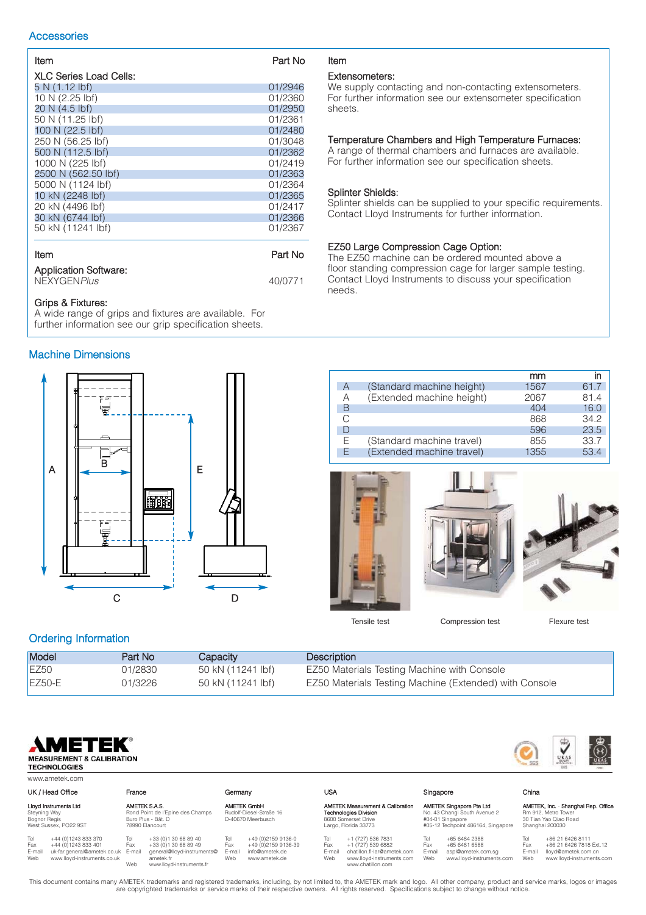## Accessories

| Item | Part No |
|---|---|
| **XLC Series Load Cells:** | |
| 5 N (1.12 lbf) | 01/2946 |
| 10 N (2.25 lbf) | 01/2360 |
| 20 N (4.5 lbf) | 01/2950 |
| 50 N (11.25 lbf) | 01/2361 |
| 100 N (22.5 lbf) | 01/2480 |
| 250 N (56.25 lbf) | 01/3048 |
| 500 N (112.5 lbf) | 01/2362 |
| 1000 N (225 lbf) | 01/2419 |
| 2500 N (562.50 lbf) | 01/2363 |
| 5000 N (1124 lbf) | 01/2364 |
| 10 kN (2248 lbf) | 01/2365 |
| 20 kN (4496 lbf) | 01/2417 |
| 30 kN (6744 lbf) | 01/2366 |
| 50 kN (11241 lbf) | 01/2367 |

| Item | Part No |
|---|---|
| **Application Software:** | |
| NEXYGEN*Plus* | 40/0771 |

**Grips & Fixtures:**
A wide range of grips and fixtures are available. For further information see our grip specification sheets.

Item

**Extensometers:**
We supply contacting and non-contacting extensometers. For further information see our extensometer specification sheets.

**Temperature Chambers and High Temperature Furnaces:**
A range of thermal chambers and furnaces are available. For further information see our specification sheets.

**Splinter Shields:**
Splinter shields can be supplied to your specific requirements. Contact Lloyd Instruments for further information.

**EZ50 Large Compression Cage Option:**
The EZ50 machine can be ordered mounted above a floor standing compression cage for larger sample testing. Contact Lloyd Instruments to discuss your specification needs.

## Machine Dimensions

A
B
C
D
E

| | | mm | in |
|---|---|---|---|
| A | (Standard machine height) | 1567 | 61.7 |
| A | (Extended machine height) | 2067 | 81.4 |
| B | | 404 | 16.0 |
| C | | 868 | 34.2 |
| D | | 596 | 23.5 |
| E | (Standard machine travel) | 855 | 33.7 |
| E | (Extended machine travel) | 1355 | 53.4 |

Tensile test

Compression test

Flexure test

## Ordering Information

| Model | Part No | Capacity | Description |
|---|---|---|---|
| EZ50 | 01/2830 | 50 kN (11241 lbf) | EZ50 Materials Testing Machine with Console |
| EZ50-E | 01/3226 | 50 kN (11241 lbf) | EZ50 Materials Testing Machine (Extended) with Console |

AMETEK
MEASUREMENT & CALIBRATION TECHNOLOGIES

www.ametek.com

**UK / Head Office**
Lloyd Instruments Ltd
Steyning Way
Bognor Regis
West Sussex, PO22 9ST
Tel +44 (0)1243 833 370
Fax +44 (0)1243 833 401
E-mail uk-far.general@ametek.co.uk
Web www.lloyd-instruments.co.uk

**France**
AMETEK S.A.S.
Rond Point de l'Epine des Champs
Buro Plus - Bât. D
78990 Elancourt
Tel +33 (0)1 30 68 89 40
Fax +33 (0)1 30 68 89 49
E-mail general@lloyd-instruments@ametek.fr
Web www.lloyd-instruments.fr

**Germany**
AMETEK GmbH
Rudolf-Diesel-Straße 16
D-40670 Meerbusch
Tel +49 (0)2159 9136-0
Fax +49 (0)2159 9136-39
E-mail info@ametek.de
Web www.ametek.de

**USA**
AMETEK Measurement & Calibration Technologies Division
8600 Somerset Drive
Largo, Florida 33773
Tel +1 (727) 536 7831
Fax +1 (727) 539 6882
E-mail chatillon.fl-lar@ametek.com
Web www.lloyd-instruments.com
www.chatillon.com

**Singapore**
AMETEK Singapore Pte Ltd
No. 43 Changi South Avenue 2
#04-01 Singapore
#05-12 Techpoint 486164, Singapore
Tel +65 6484 2388
Fax +65 6481 6588
E-mail aspl@ametek.com.sg
Web www.lloyd-instruments.com

**China**
AMETEK, Inc. - Shanghai Rep. Office
Rm 912, Metro Tower
30 Tian Yao Qiao Road
Shanghai 200030
Tel +86 21 6426 8111
Fax +86 21 6426 7818 Ext.12
E-mail lloyd@ametek.com.cn
Web www.lloyd-instruments.com

This document contains many AMETEK trademarks and registered trademarks, including, by not limited to, the AMETEK mark and logo. All other company, product and service marks, logos or images are copyrighted trademarks or service marks of their respective owners. All rights reserved. Specifications subject to change without notice.